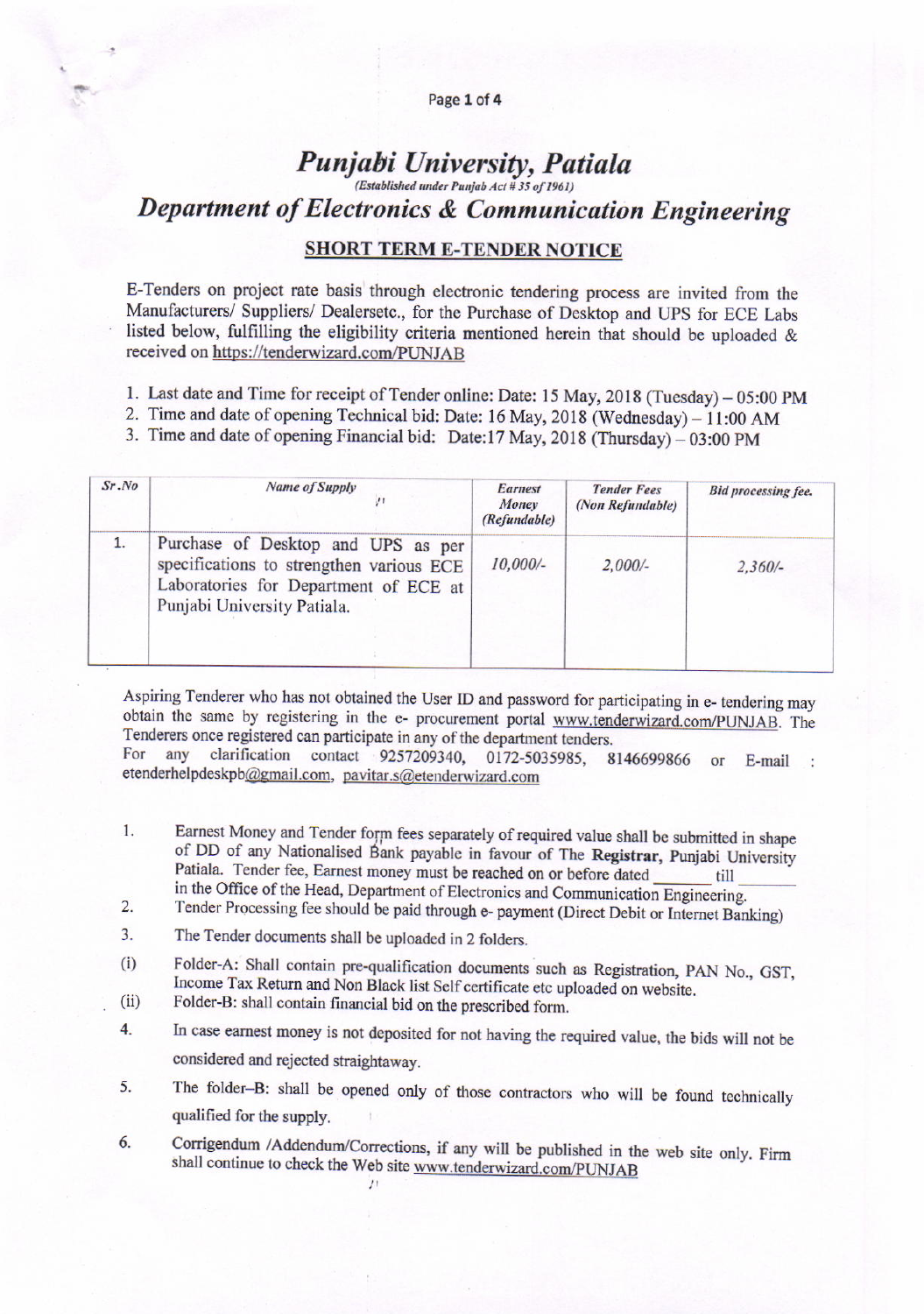# *Punjabi University, Patiala*

*(Established under Punjab Act # 35 of 1961)*

## *Department of Electronics & Communication Engineering*

### SHORT TERM E-TENDER NOTICE

E-Tenders on project rate basis through electronic tendering process are invited from the Manufacturers/ Suppliers/ Dealersetc., for the Purchase of Desktop and UPS for ECE Labs listed below, fulfilling the eligibility criteria mentioned herein that should be uploaded & received on https://tenderwizard.com/PUNJAB

1. Last date and Time for receipt of Tender online: Date: 15 May, 2018 (Tuesday) – 05:00 PM
2. Time and date of opening Technical bid: Date: 16 May, 2018 (Wednesday) – 11:00 AM
3. Time and date of opening Financial bid: Date:17 May, 2018 (Thursday) – 03:00 PM

| *Sr.No* | *Name of Supply* | *Earnest Money (Refundable)* | *Tender Fees (Non Refundable)* | *Bid processing fee.* |
|---|---|---|---|---|
| 1. | Purchase of Desktop and UPS as per specifications to strengthen various ECE Laboratories for Department of ECE at Punjabi University Patiala. | *10,000/-* | *2,000/-* | *2,360/-* |

Aspiring Tenderer who has not obtained the User ID and password for participating in e- tendering may obtain the same by registering in the e- procurement portal www.tenderwizard.com/PUNJAB. The Tenderers once registered can participate in any of the department tenders.
For any clarification contact 9257209340, 0172-5035985, 8146699866 or E-mail : etenderhelpdeskpb@gmail.com, pavitar.s@etenderwizard.com

1. Earnest Money and Tender form fees separately of required value shall be submitted in shape of DD of any Nationalised Bank payable in favour of The **Registrar**, Punjabi University Patiala. Tender fee, Earnest money must be reached on or before dated _______ till _______ in the Office of the Head, Department of Electronics and Communication Engineering.
2. Tender Processing fee should be paid through e- payment (Direct Debit or Internet Banking)
3. The Tender documents shall be uploaded in 2 folders.
   (i) Folder-A: Shall contain pre-qualification documents such as Registration, PAN No., GST, Income Tax Return and Non Black list Self certificate etc uploaded on website.
   (ii) Folder-B: shall contain financial bid on the prescribed form.
4. In case earnest money is not deposited for not having the required value, the bids will not be considered and rejected straightaway.
5. The folder–B: shall be opened only of those contractors who will be found technically qualified for the supply.
6. Corrigendum /Addendum/Corrections, if any will be published in the web site only. Firm shall continue to check the Web site www.tenderwizard.com/PUNJAB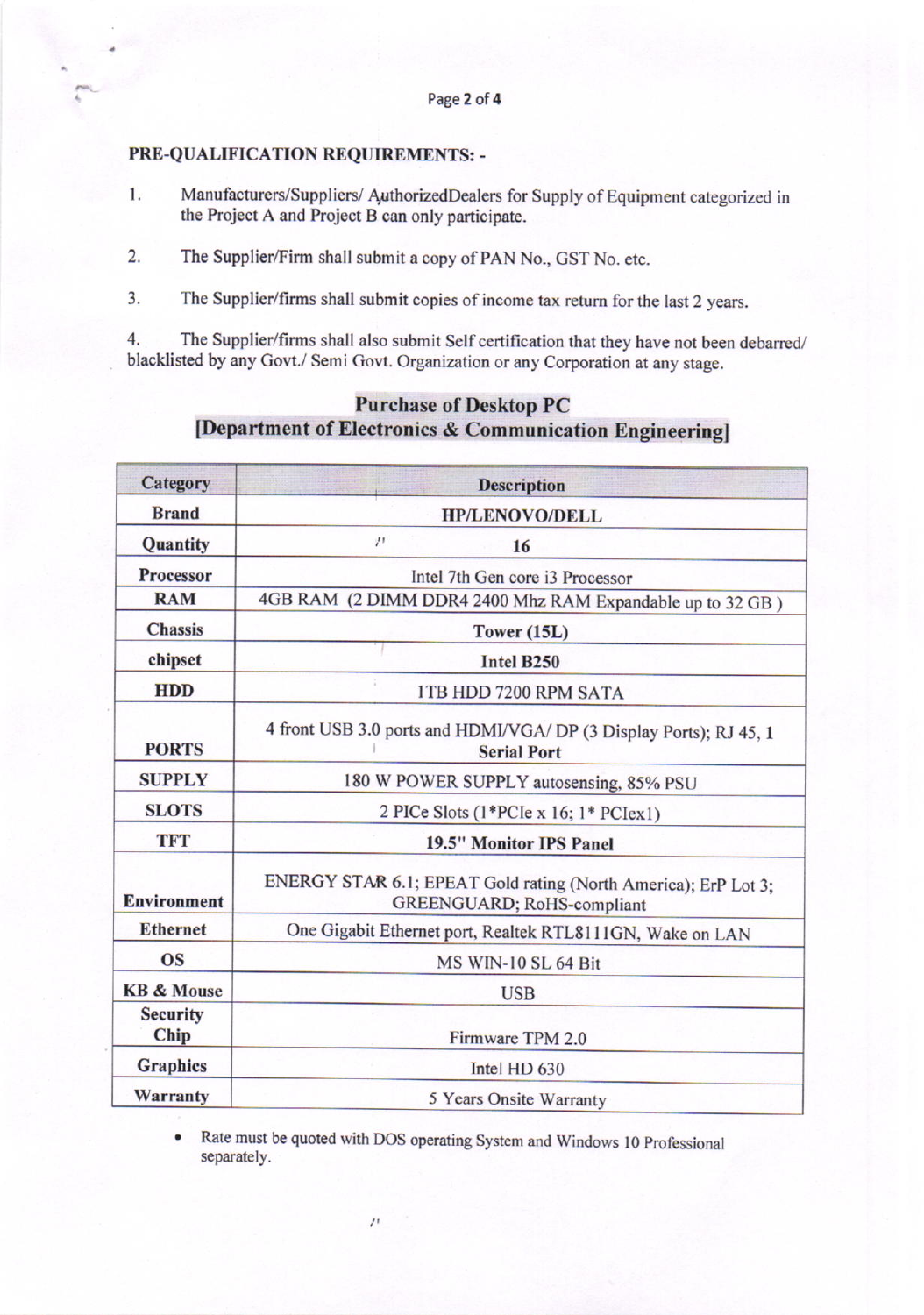## PRE-QUALIFICATION REQUIREMENTS: -

1. Manufacturers/Suppliers/ AuthorizedDealers for Supply of Equipment categorized in the Project A and Project B can only participate.

2. The Supplier/Firm shall submit a copy of PAN No., GST No. etc.

3. The Supplier/firms shall submit copies of income tax return for the last 2 years.

4. The Supplier/firms shall also submit Self certification that they have not been debarred/ blacklisted by any Govt./ Semi Govt. Organization or any Corporation at any stage.

## Purchase of Desktop PC
## [Department of Electronics & Communication Engineering]

| Category | Description |
|---|---|
| **Brand** | **HP/LENOVO/DELL** |
| **Quantity** | **16** |
| **Processor** | Intel 7th Gen core i3 Processor |
| **RAM** | 4GB RAM (2 DIMM DDR4 2400 Mhz RAM Expandable up to 32 GB ) |
| **Chassis** | **Tower (15L)** |
| **chipset** | **Intel B250** |
| **HDD** | 1TB HDD 7200 RPM SATA |
| **PORTS** | 4 front USB 3.0 ports and HDMI/VGA/ DP (3 Display Ports); RJ 45, 1 **Serial Port** |
| **SUPPLY** | 180 W POWER SUPPLY autosensing, 85% PSU |
| **SLOTS** | 2 PICe Slots (1*PCIe x 16; 1* PCIex1) |
| **TFT** | **19.5" Monitor IPS Panel** |
| **Environment** | ENERGY STAR 6.1; EPEAT Gold rating (North America); ErP Lot 3; GREENGUARD; RoHS-compliant |
| **Ethernet** | One Gigabit Ethernet port, Realtek RTL8111GN, Wake on LAN |
| **OS** | MS WIN-10 SL 64 Bit |
| **KB & Mouse** | USB |
| **Security Chip** | Firmware TPM 2.0 |
| **Graphics** | Intel HD 630 |
| **Warranty** | 5 Years Onsite Warranty |

- Rate must be quoted with DOS operating System and Windows 10 Professional separately.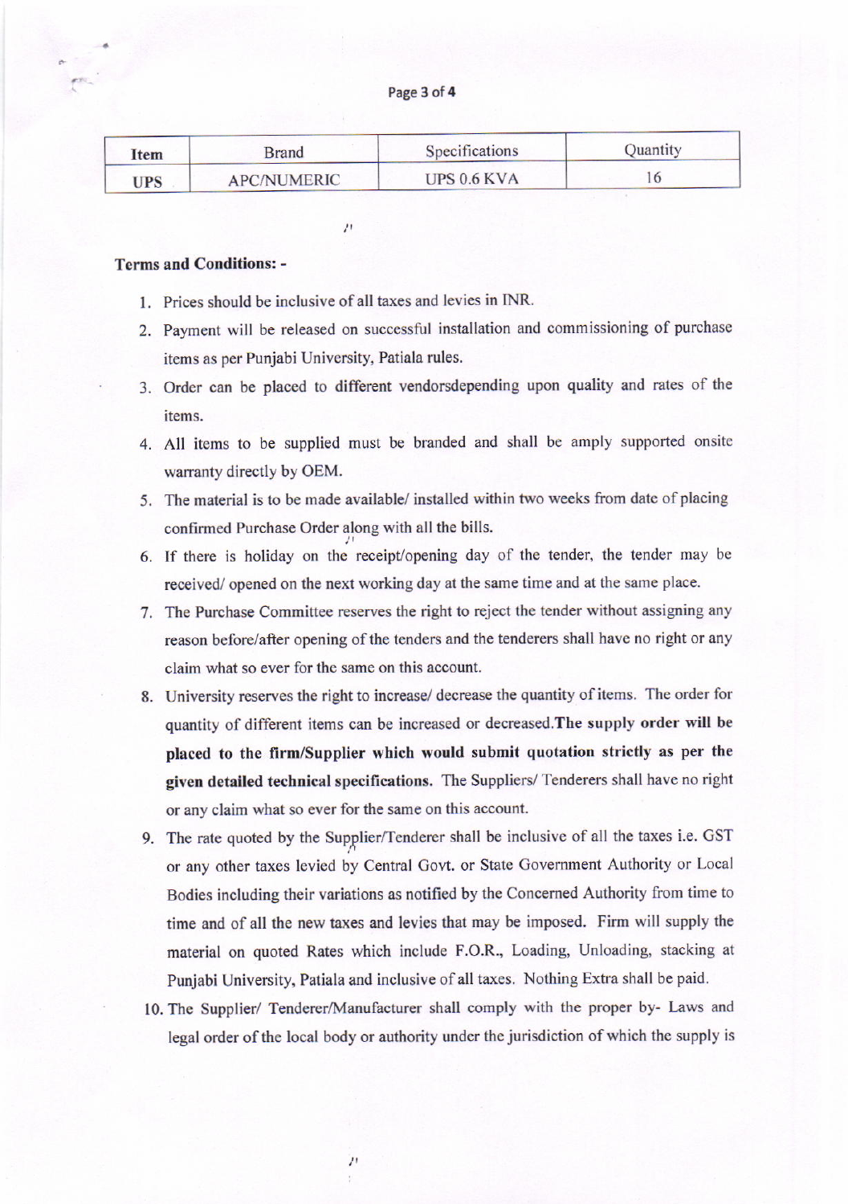| Item | Brand | Specifications | Quantity |
| --- | --- | --- | --- |
| UPS | APC/NUMERIC | UPS 0.6 KVA | 16 |

**Terms and Conditions: -**

1. Prices should be inclusive of all taxes and levies in INR.
2. Payment will be released on successful installation and commissioning of purchase items as per Punjabi University, Patiala rules.
3. Order can be placed to different vendorsdepending upon quality and rates of the items.
4. All items to be supplied must be branded and shall be amply supported onsite warranty directly by OEM.
5. The material is to be made available/ installed within two weeks from date of placing confirmed Purchase Order along with all the bills.
6. If there is holiday on the receipt/opening day of the tender, the tender may be received/ opened on the next working day at the same time and at the same place.
7. The Purchase Committee reserves the right to reject the tender without assigning any reason before/after opening of the tenders and the tenderers shall have no right or any claim what so ever for the same on this account.
8. University reserves the right to increase/ decrease the quantity of items. The order for quantity of different items can be increased or decreased.**The supply order will be placed to the firm/Supplier which would submit quotation strictly as per the given detailed technical specifications.** The Suppliers/ Tenderers shall have no right or any claim what so ever for the same on this account.
9. The rate quoted by the Supplier/Tenderer shall be inclusive of all the taxes i.e. GST or any other taxes levied by Central Govt. or State Government Authority or Local Bodies including their variations as notified by the Concerned Authority from time to time and of all the new taxes and levies that may be imposed. Firm will supply the material on quoted Rates which include F.O.R., Loading, Unloading, stacking at Punjabi University, Patiala and inclusive of all taxes. Nothing Extra shall be paid.
10. The Supplier/ Tenderer/Manufacturer shall comply with the proper by- Laws and legal order of the local body or authority under the jurisdiction of which the supply is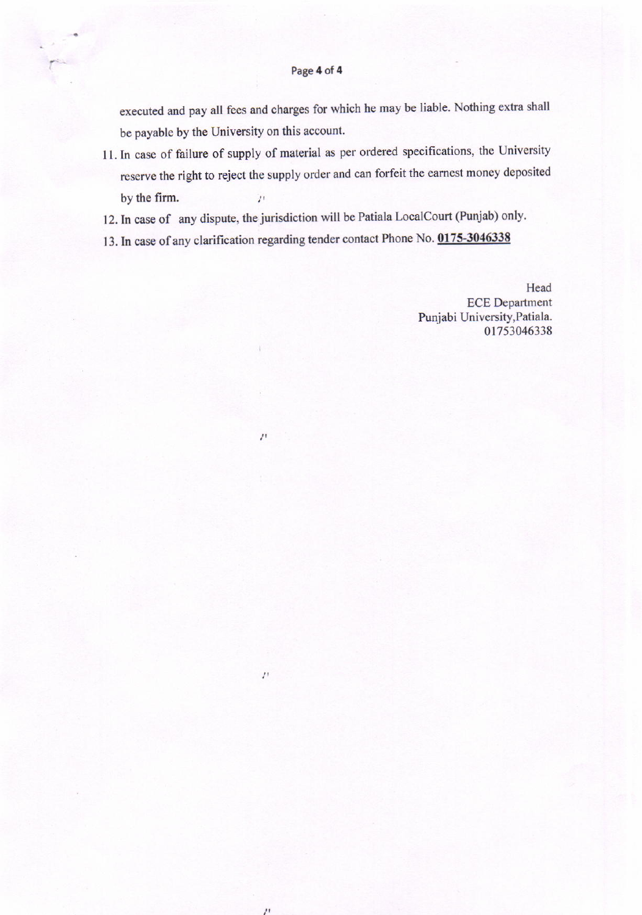executed and pay all fees and charges for which he may be liable. Nothing extra shall be payable by the University on this account.

11. In case of failure of supply of material as per ordered specifications, the University reserve the right to reject the supply order and can forfeit the earnest money deposited by the firm.
12. In case of any dispute, the jurisdiction will be Patiala LocalCourt (Punjab) only.
13. In case of any clarification regarding tender contact Phone No. **0175-3046338**

Head
ECE Department
Punjabi University,Patiala.
01753046338